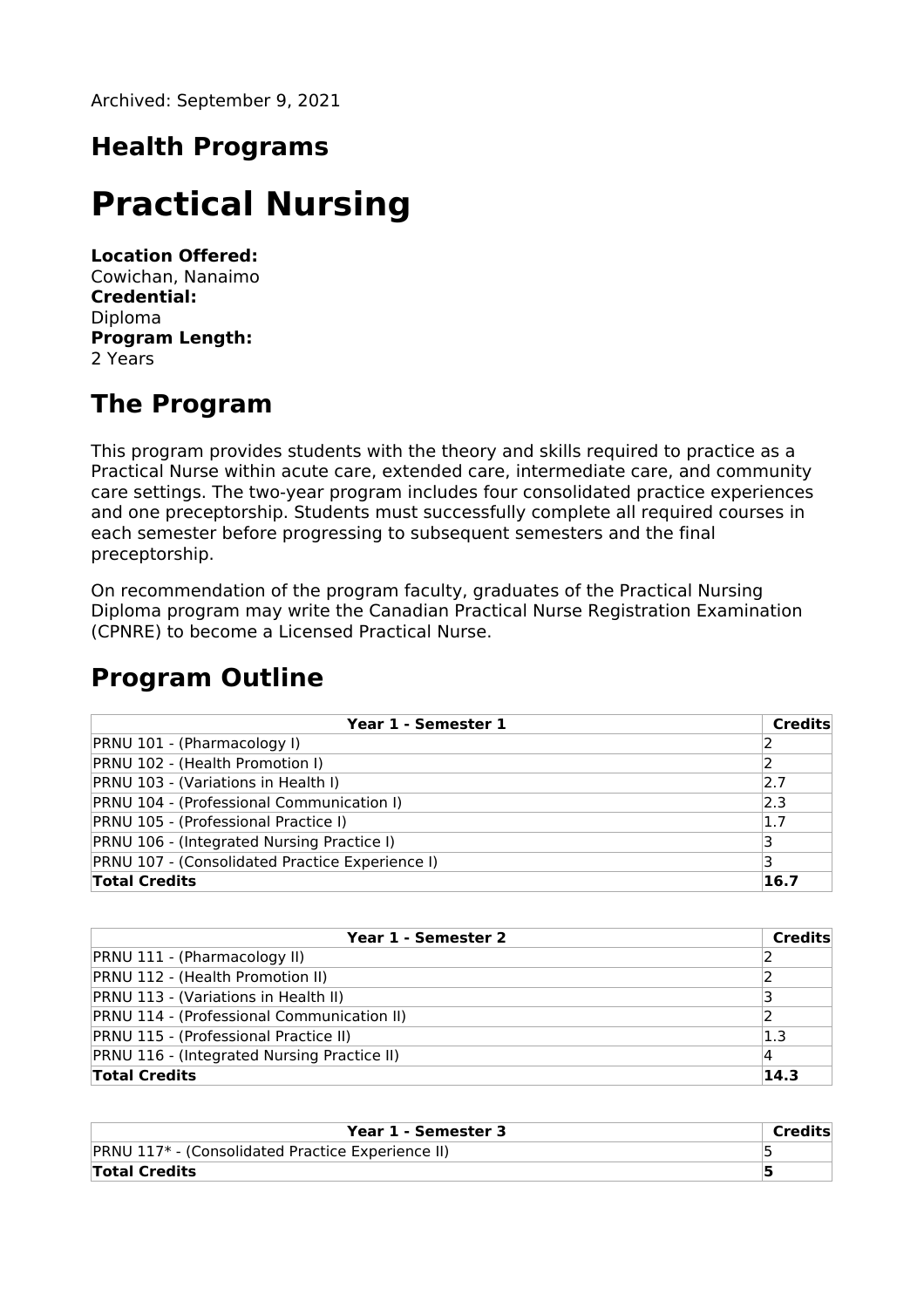Archived: September 9, 2021

## Health Programs

# Practical Nursing

**Location Offered:**
Cowichan, Nanaimo
**Credential:**
Diploma
**Program Length:**
2 Years

## The Program

This program provides students with the theory and skills required to practice as a Practical Nurse within acute care, extended care, intermediate care, and community care settings. The two-year program includes four consolidated practice experiences and one preceptorship. Students must successfully complete all required courses in each semester before progressing to subsequent semesters and the final preceptorship.

On recommendation of the program faculty, graduates of the Practical Nursing Diploma program may write the Canadian Practical Nurse Registration Examination (CPNRE) to become a Licensed Practical Nurse.

## Program Outline

| Year 1 - Semester 1 | Credits |
|---|---|
| PRNU 101 - (Pharmacology I) | 2 |
| PRNU 102 - (Health Promotion I) | 2 |
| PRNU 103 - (Variations in Health I) | 2.7 |
| PRNU 104 - (Professional Communication I) | 2.3 |
| PRNU 105 - (Professional Practice I) | 1.7 |
| PRNU 106 - (Integrated Nursing Practice I) | 3 |
| PRNU 107 - (Consolidated Practice Experience I) | 3 |
| **Total Credits** | **16.7** |

| Year 1 - Semester 2 | Credits |
|---|---|
| PRNU 111 - (Pharmacology II) | 2 |
| PRNU 112 - (Health Promotion II) | 2 |
| PRNU 113 - (Variations in Health II) | 3 |
| PRNU 114 - (Professional Communication II) | 2 |
| PRNU 115 - (Professional Practice II) | 1.3 |
| PRNU 116 - (Integrated Nursing Practice II) | 4 |
| **Total Credits** | **14.3** |

| Year 1 - Semester 3 | Credits |
|---|---|
| PRNU 117* - (Consolidated Practice Experience II) | 5 |
| **Total Credits** | **5** |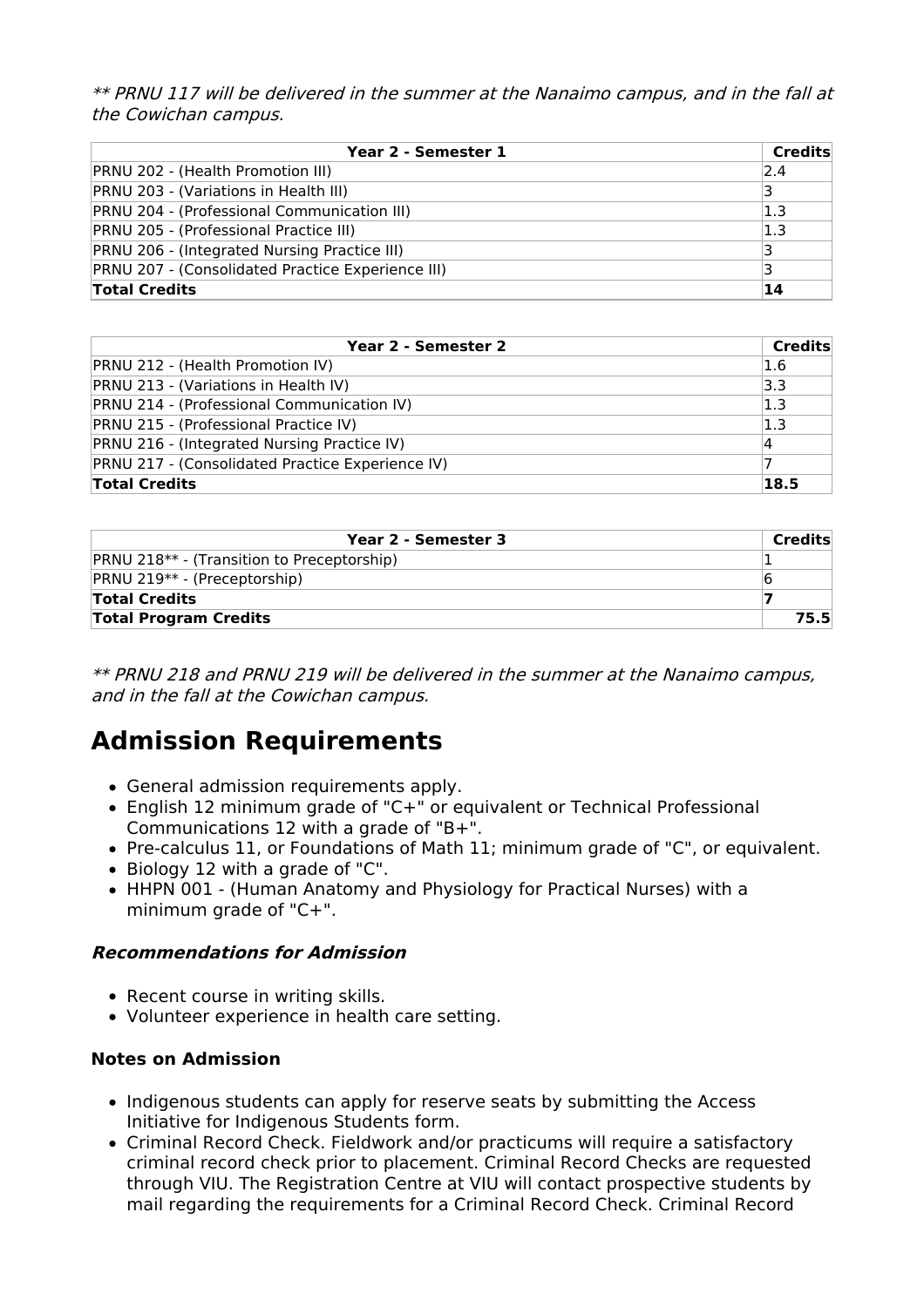*** PRNU 117 will be delivered in the summer at the Nanaimo campus, and in the fall at the Cowichan campus.*

| Year 2 - Semester 1 | Credits |
|---|---|
| PRNU 202 - (Health Promotion III) | 2.4 |
| PRNU 203 - (Variations in Health III) | 3 |
| PRNU 204 - (Professional Communication III) | 1.3 |
| PRNU 205 - (Professional Practice III) | 1.3 |
| PRNU 206 - (Integrated Nursing Practice III) | 3 |
| PRNU 207 - (Consolidated Practice Experience III) | 3 |
| **Total Credits** | **14** |

| Year 2 - Semester 2 | Credits |
|---|---|
| PRNU 212 - (Health Promotion IV) | 1.6 |
| PRNU 213 - (Variations in Health IV) | 3.3 |
| PRNU 214 - (Professional Communication IV) | 1.3 |
| PRNU 215 - (Professional Practice IV) | 1.3 |
| PRNU 216 - (Integrated Nursing Practice IV) | 4 |
| PRNU 217 - (Consolidated Practice Experience IV) | 7 |
| **Total Credits** | **18.5** |

| Year 2 - Semester 3 | Credits |
|---|---|
| PRNU 218** - (Transition to Preceptorship) | 1 |
| PRNU 219** - (Preceptorship) | 6 |
| **Total Credits** | **7** |
| **Total Program Credits** | **75.5** |

*** PRNU 218 and PRNU 219 will be delivered in the summer at the Nanaimo campus, and in the fall at the Cowichan campus.*

# Admission Requirements

- General admission requirements apply.
- English 12 minimum grade of "C+" or equivalent or Technical Professional Communications 12 with a grade of "B+".
- Pre-calculus 11, or Foundations of Math 11; minimum grade of "C", or equivalent.
- Biology 12 with a grade of "C".
- HHPN 001 - (Human Anatomy and Physiology for Practical Nurses) with a minimum grade of "C+".

### *Recommendations for Admission*

- Recent course in writing skills.
- Volunteer experience in health care setting.

### Notes on Admission

- Indigenous students can apply for reserve seats by submitting the Access Initiative for Indigenous Students form.
- Criminal Record Check. Fieldwork and/or practicums will require a satisfactory criminal record check prior to placement. Criminal Record Checks are requested through VIU. The Registration Centre at VIU will contact prospective students by mail regarding the requirements for a Criminal Record Check. Criminal Record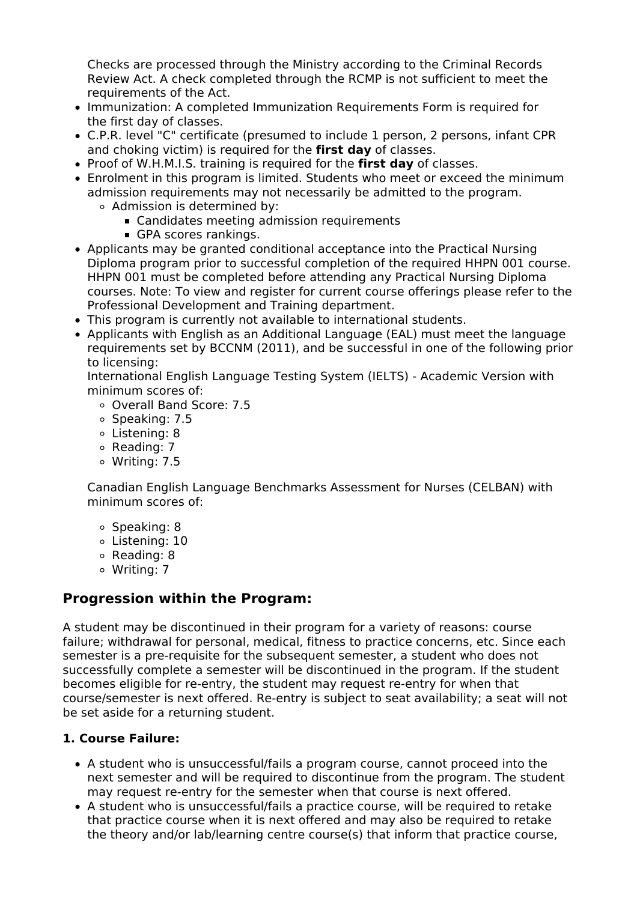Checks are processed through the Ministry according to the Criminal Records Review Act. A check completed through the RCMP is not sufficient to meet the requirements of the Act.

- Immunization: A completed Immunization Requirements Form is required for the first day of classes.
- C.P.R. level "C" certificate (presumed to include 1 person, 2 persons, infant CPR and choking victim) is required for the **first day** of classes.
- Proof of W.H.M.I.S. training is required for the **first day** of classes.
- Enrolment in this program is limited. Students who meet or exceed the minimum admission requirements may not necessarily be admitted to the program.
  - Admission is determined by:
    - Candidates meeting admission requirements
    - GPA scores rankings.
- Applicants may be granted conditional acceptance into the Practical Nursing Diploma program prior to successful completion of the required HHPN 001 course. HHPN 001 must be completed before attending any Practical Nursing Diploma courses. Note: To view and register for current course offerings please refer to the Professional Development and Training department.
- This program is currently not available to international students.
- Applicants with English as an Additional Language (EAL) must meet the language requirements set by BCCNM (2011), and be successful in one of the following prior to licensing:
  International English Language Testing System (IELTS) - Academic Version with minimum scores of:
  - Overall Band Score: 7.5
  - Speaking: 7.5
  - Listening: 8
  - Reading: 7
  - Writing: 7.5

  Canadian English Language Benchmarks Assessment for Nurses (CELBAN) with minimum scores of:

  - Speaking: 8
  - Listening: 10
  - Reading: 8
  - Writing: 7

## Progression within the Program:

A student may be discontinued in their program for a variety of reasons: course failure; withdrawal for personal, medical, fitness to practice concerns, etc. Since each semester is a pre-requisite for the subsequent semester, a student who does not successfully complete a semester will be discontinued in the program. If the student becomes eligible for re-entry, the student may request re-entry for when that course/semester is next offered. Re-entry is subject to seat availability; a seat will not be set aside for a returning student.

### 1. Course Failure:

- A student who is unsuccessful/fails a program course, cannot proceed into the next semester and will be required to discontinue from the program. The student may request re-entry for the semester when that course is next offered.
- A student who is unsuccessful/fails a practice course, will be required to retake that practice course when it is next offered and may also be required to retake the theory and/or lab/learning centre course(s) that inform that practice course,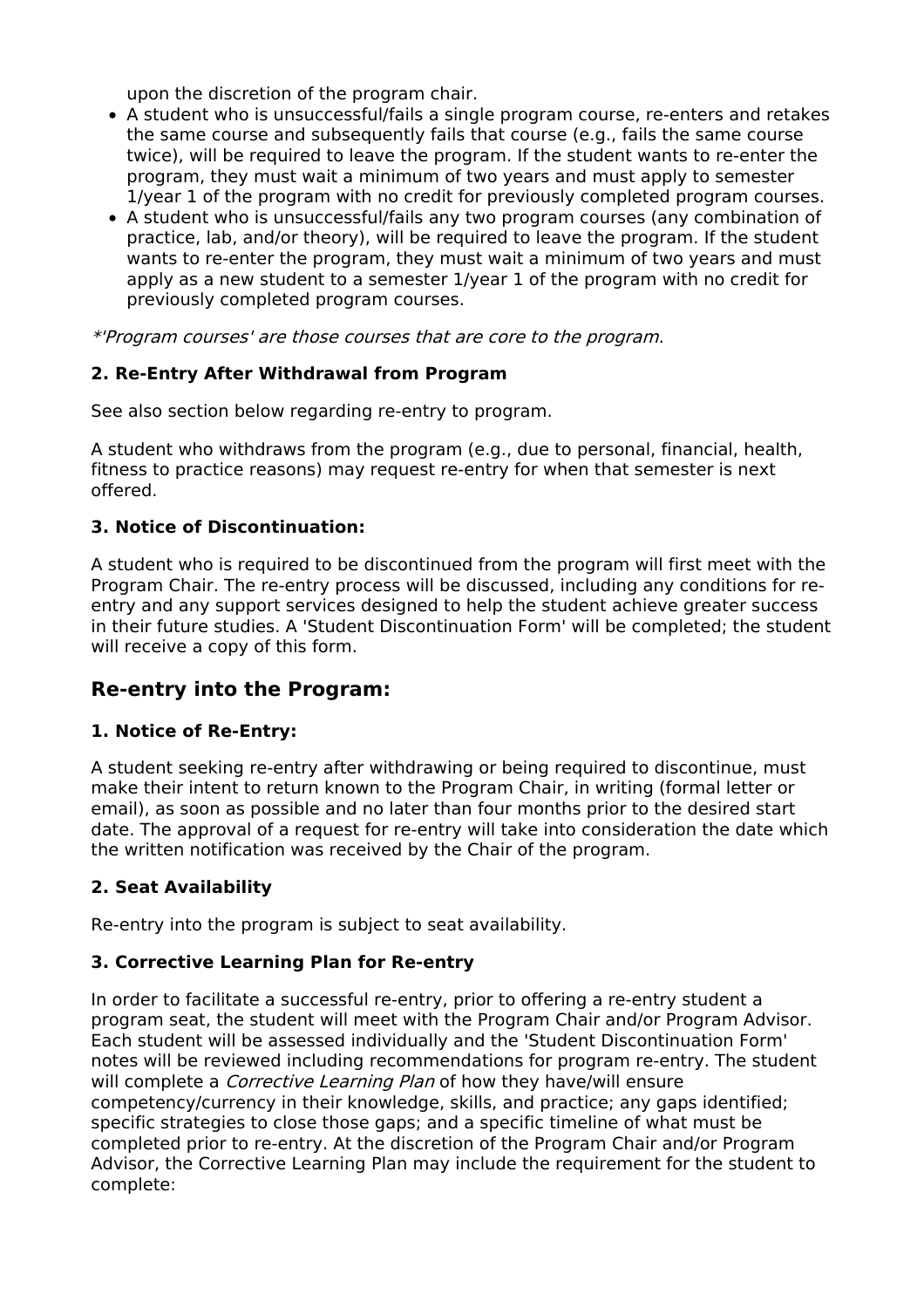upon the discretion of the program chair.

- A student who is unsuccessful/fails a single program course, re-enters and retakes the same course and subsequently fails that course (e.g., fails the same course twice), will be required to leave the program. If the student wants to re-enter the program, they must wait a minimum of two years and must apply to semester 1/year 1 of the program with no credit for previously completed program courses.
- A student who is unsuccessful/fails any two program courses (any combination of practice, lab, and/or theory), will be required to leave the program. If the student wants to re-enter the program, they must wait a minimum of two years and must apply as a new student to a semester 1/year 1 of the program with no credit for previously completed program courses.

*'Program courses' are those courses that are core to the program.*

### 2. Re-Entry After Withdrawal from Program

See also section below regarding re-entry to program.

A student who withdraws from the program (e.g., due to personal, financial, health, fitness to practice reasons) may request re-entry for when that semester is next offered.

### 3. Notice of Discontinuation:

A student who is required to be discontinued from the program will first meet with the Program Chair. The re-entry process will be discussed, including any conditions for re-entry and any support services designed to help the student achieve greater success in their future studies. A 'Student Discontinuation Form' will be completed; the student will receive a copy of this form.

## Re-entry into the Program:

### 1. Notice of Re-Entry:

A student seeking re-entry after withdrawing or being required to discontinue, must make their intent to return known to the Program Chair, in writing (formal letter or email), as soon as possible and no later than four months prior to the desired start date. The approval of a request for re-entry will take into consideration the date which the written notification was received by the Chair of the program.

### 2. Seat Availability

Re-entry into the program is subject to seat availability.

### 3. Corrective Learning Plan for Re-entry

In order to facilitate a successful re-entry, prior to offering a re-entry student a program seat, the student will meet with the Program Chair and/or Program Advisor. Each student will be assessed individually and the 'Student Discontinuation Form' notes will be reviewed including recommendations for program re-entry. The student will complete a *Corrective Learning Plan* of how they have/will ensure competency/currency in their knowledge, skills, and practice; any gaps identified; specific strategies to close those gaps; and a specific timeline of what must be completed prior to re-entry. At the discretion of the Program Chair and/or Program Advisor, the Corrective Learning Plan may include the requirement for the student to complete: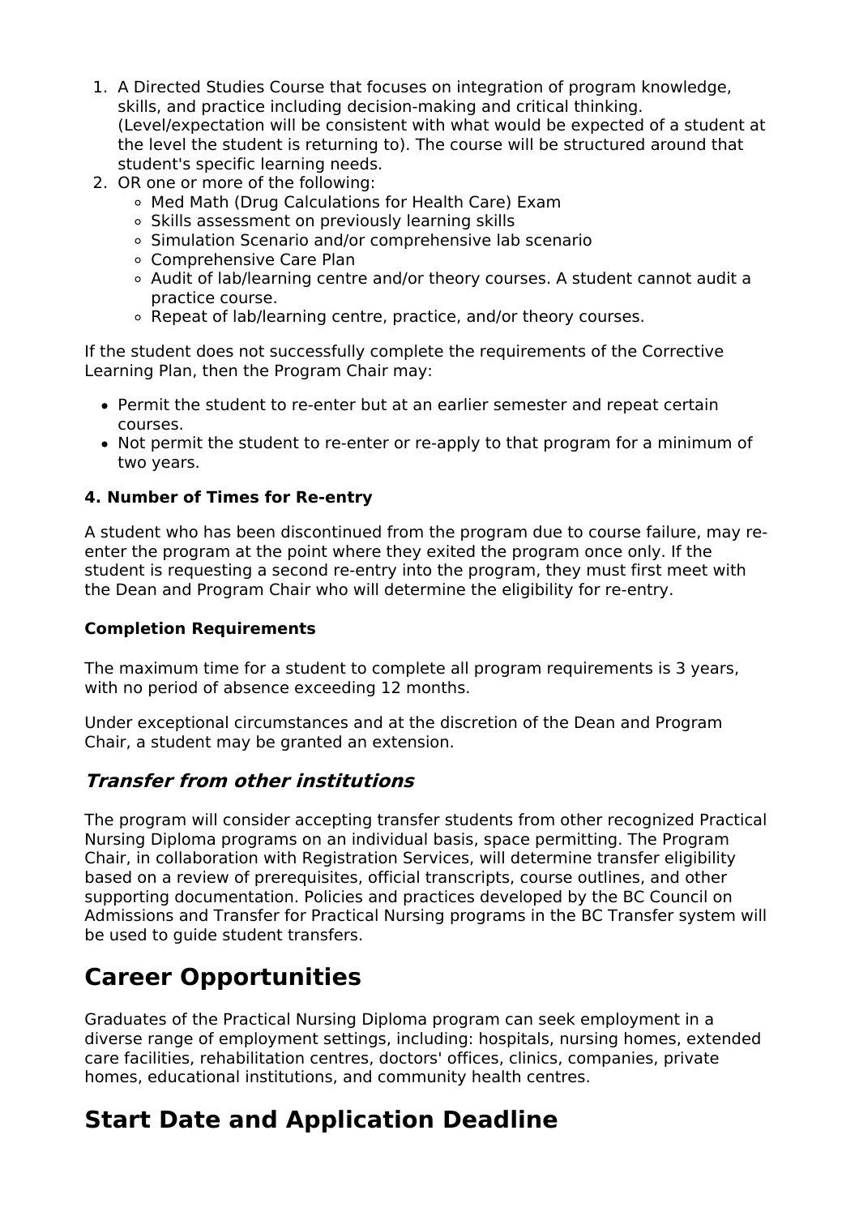1. A Directed Studies Course that focuses on integration of program knowledge, skills, and practice including decision-making and critical thinking. (Level/expectation will be consistent with what would be expected of a student at the level the student is returning to). The course will be structured around that student's specific learning needs.
2. OR one or more of the following:
   - Med Math (Drug Calculations for Health Care) Exam
   - Skills assessment on previously learning skills
   - Simulation Scenario and/or comprehensive lab scenario
   - Comprehensive Care Plan
   - Audit of lab/learning centre and/or theory courses. A student cannot audit a practice course.
   - Repeat of lab/learning centre, practice, and/or theory courses.

If the student does not successfully complete the requirements of the Corrective Learning Plan, then the Program Chair may:

- Permit the student to re-enter but at an earlier semester and repeat certain courses.
- Not permit the student to re-enter or re-apply to that program for a minimum of two years.

**4. Number of Times for Re-entry**

A student who has been discontinued from the program due to course failure, may re-enter the program at the point where they exited the program once only. If the student is requesting a second re-entry into the program, they must first meet with the Dean and Program Chair who will determine the eligibility for re-entry.

**Completion Requirements**

The maximum time for a student to complete all program requirements is 3 years, with no period of absence exceeding 12 months.

Under exceptional circumstances and at the discretion of the Dean and Program Chair, a student may be granted an extension.

### *Transfer from other institutions*

The program will consider accepting transfer students from other recognized Practical Nursing Diploma programs on an individual basis, space permitting. The Program Chair, in collaboration with Registration Services, will determine transfer eligibility based on a review of prerequisites, official transcripts, course outlines, and other supporting documentation. Policies and practices developed by the BC Council on Admissions and Transfer for Practical Nursing programs in the BC Transfer system will be used to guide student transfers.

## Career Opportunities

Graduates of the Practical Nursing Diploma program can seek employment in a diverse range of employment settings, including: hospitals, nursing homes, extended care facilities, rehabilitation centres, doctors' offices, clinics, companies, private homes, educational institutions, and community health centres.

## Start Date and Application Deadline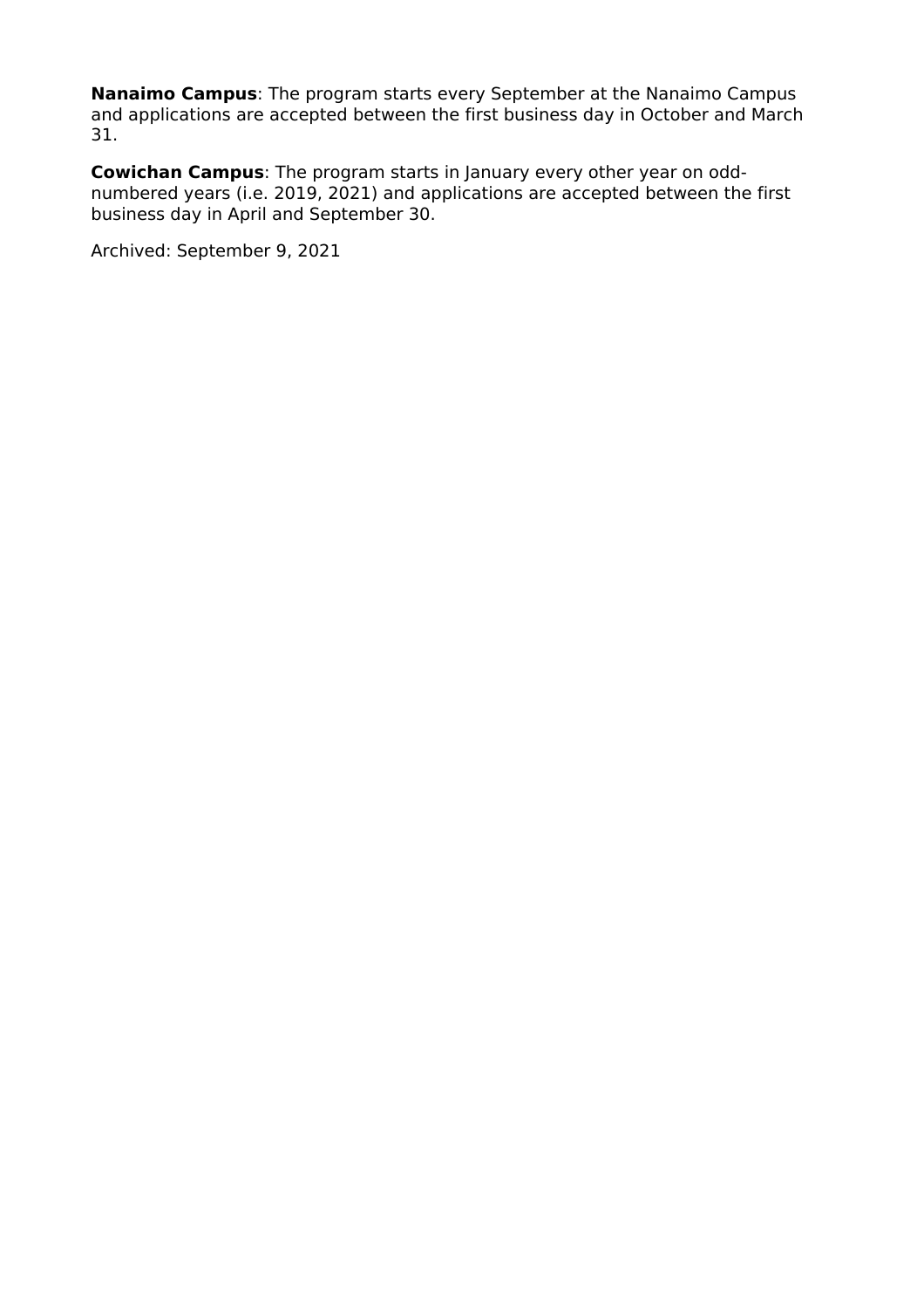**Nanaimo Campus**: The program starts every September at the Nanaimo Campus and applications are accepted between the first business day in October and March 31.

**Cowichan Campus**: The program starts in January every other year on odd-numbered years (i.e. 2019, 2021) and applications are accepted between the first business day in April and September 30.

Archived: September 9, 2021